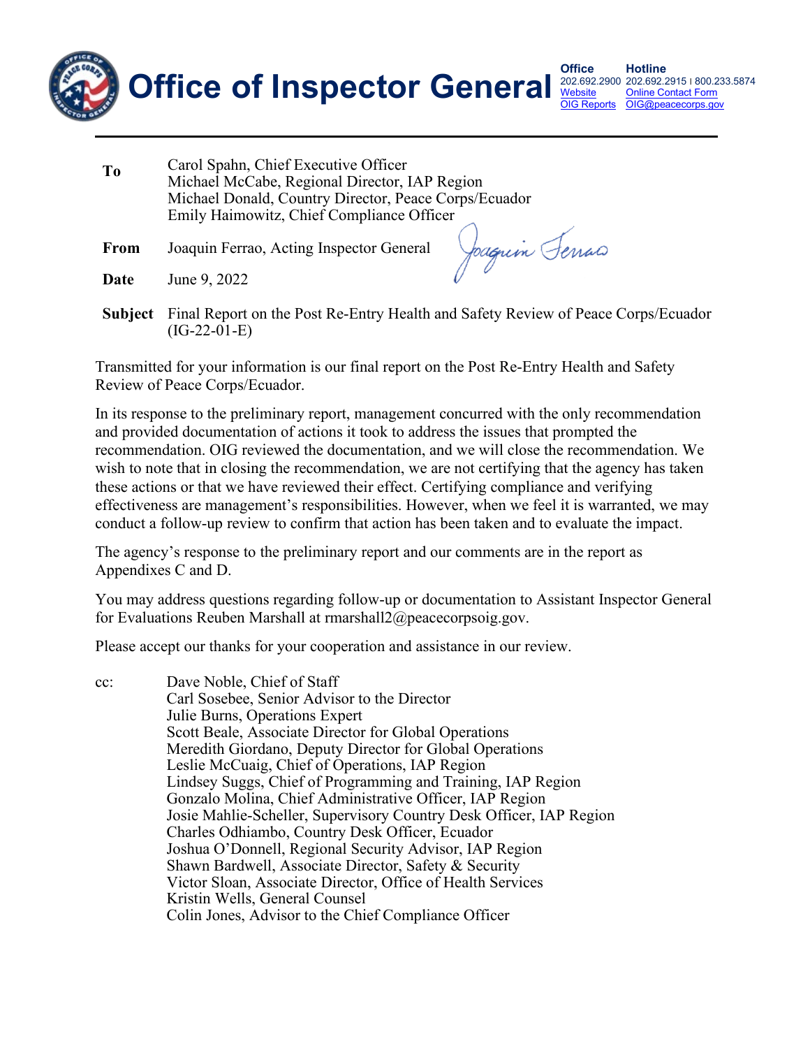# Office of Inspector General

**Office** 202.692.2900 [Website](#) [OIG Reports](#)
**Hotline** 202.692.2915 | 800.233.5874 [Online Contact Form](#) [OIG@peacecorps.gov](#)

---

**To** Carol Spahn, Chief Executive Officer
Michael McCabe, Regional Director, IAP Region
Michael Donald, Country Director, Peace Corps/Ecuador
Emily Haimowitz, Chief Compliance Officer

**From** Joaquin Ferrao, Acting Inspector General

**Date** June 9, 2022

**Subject** Final Report on the Post Re-Entry Health and Safety Review of Peace Corps/Ecuador (IG-22-01-E)

Transmitted for your information is our final report on the Post Re-Entry Health and Safety Review of Peace Corps/Ecuador.

In its response to the preliminary report, management concurred with the only recommendation and provided documentation of actions it took to address the issues that prompted the recommendation. OIG reviewed the documentation, and we will close the recommendation. We wish to note that in closing the recommendation, we are not certifying that the agency has taken these actions or that we have reviewed their effect. Certifying compliance and verifying effectiveness are management's responsibilities. However, when we feel it is warranted, we may conduct a follow-up review to confirm that action has been taken and to evaluate the impact.

The agency's response to the preliminary report and our comments are in the report as Appendixes C and D.

You may address questions regarding follow-up or documentation to Assistant Inspector General for Evaluations Reuben Marshall at rmarshall2@peacecorpsoig.gov.

Please accept our thanks for your cooperation and assistance in our review.

cc: Dave Noble, Chief of Staff
Carl Sosebee, Senior Advisor to the Director
Julie Burns, Operations Expert
Scott Beale, Associate Director for Global Operations
Meredith Giordano, Deputy Director for Global Operations
Leslie McCuaig, Chief of Operations, IAP Region
Lindsey Suggs, Chief of Programming and Training, IAP Region
Gonzalo Molina, Chief Administrative Officer, IAP Region
Josie Mahlie-Scheller, Supervisory Country Desk Officer, IAP Region
Charles Odhiambo, Country Desk Officer, Ecuador
Joshua O'Donnell, Regional Security Advisor, IAP Region
Shawn Bardwell, Associate Director, Safety & Security
Victor Sloan, Associate Director, Office of Health Services
Kristin Wells, General Counsel
Colin Jones, Advisor to the Chief Compliance Officer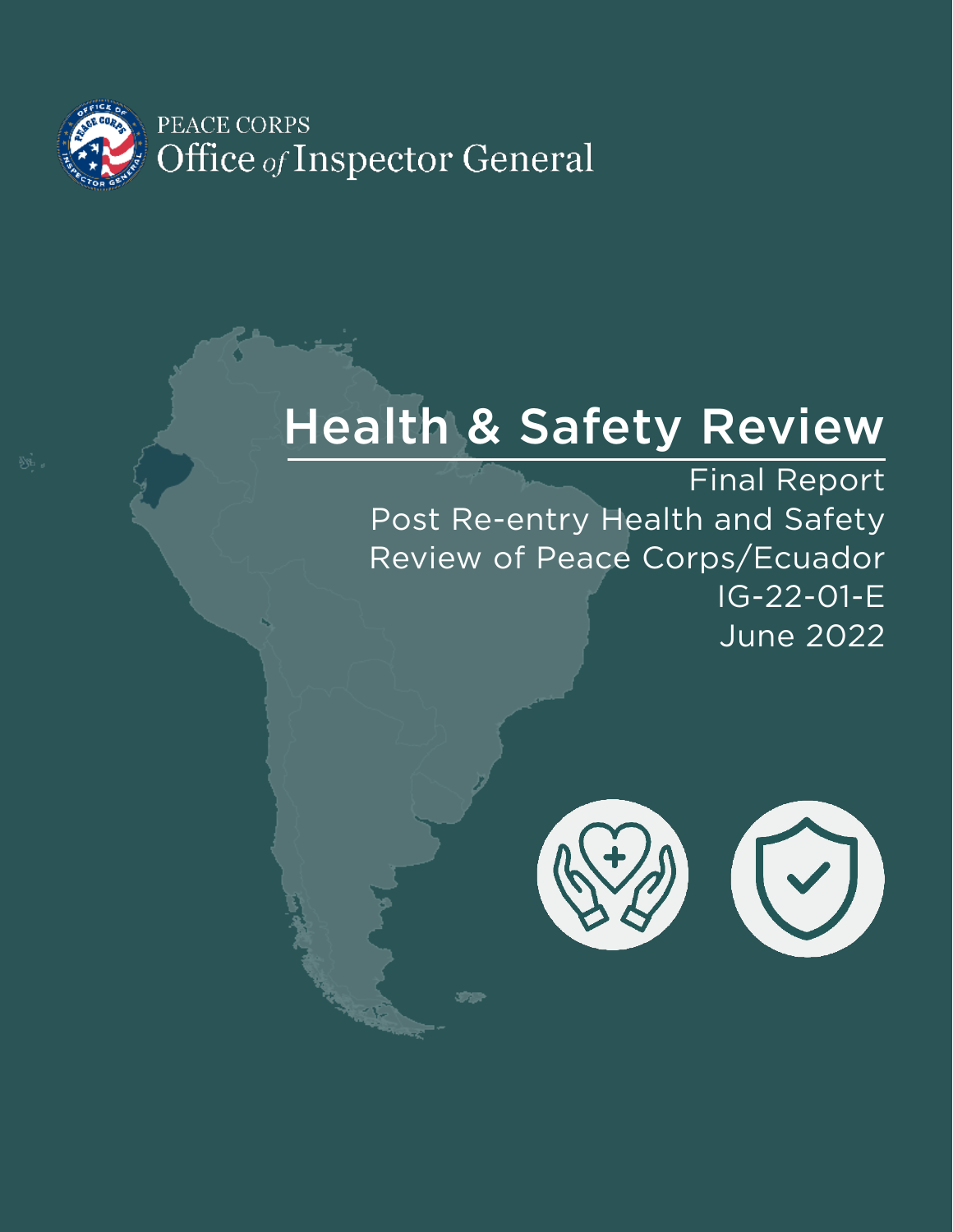PEACE CORPS

Office of Inspector General

# Health & Safety Review

Final Report

Post Re-entry Health and Safety Review of Peace Corps/Ecuador

IG-22-01-E

June 2022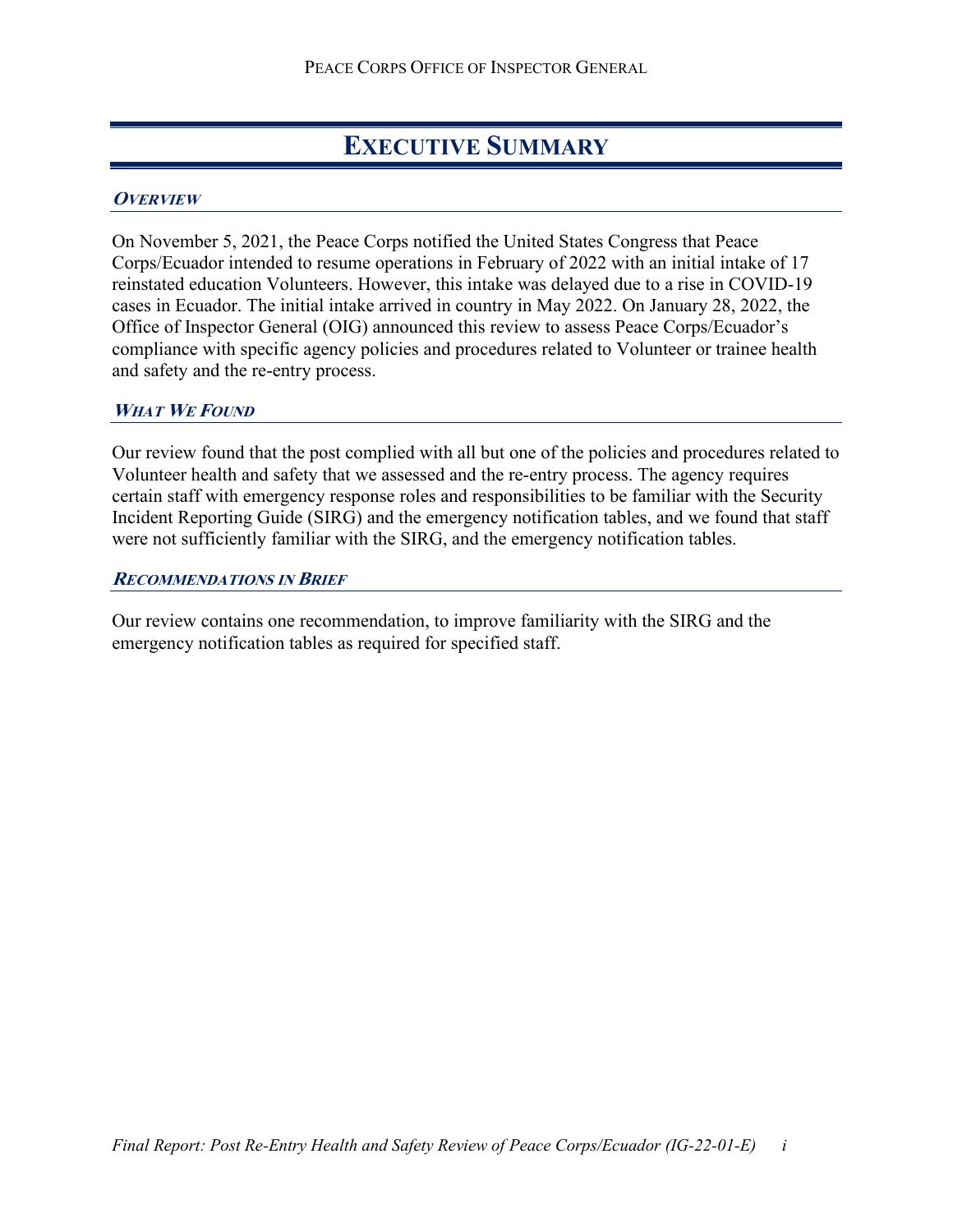# EXECUTIVE SUMMARY

## *OVERVIEW*

On November 5, 2021, the Peace Corps notified the United States Congress that Peace Corps/Ecuador intended to resume operations in February of 2022 with an initial intake of 17 reinstated education Volunteers. However, this intake was delayed due to a rise in COVID-19 cases in Ecuador. The initial intake arrived in country in May 2022. On January 28, 2022, the Office of Inspector General (OIG) announced this review to assess Peace Corps/Ecuador's compliance with specific agency policies and procedures related to Volunteer or trainee health and safety and the re-entry process.

## *WHAT WE FOUND*

Our review found that the post complied with all but one of the policies and procedures related to Volunteer health and safety that we assessed and the re-entry process. The agency requires certain staff with emergency response roles and responsibilities to be familiar with the Security Incident Reporting Guide (SIRG) and the emergency notification tables, and we found that staff were not sufficiently familiar with the SIRG, and the emergency notification tables.

## *RECOMMENDATIONS IN BRIEF*

Our review contains one recommendation, to improve familiarity with the SIRG and the emergency notification tables as required for specified staff.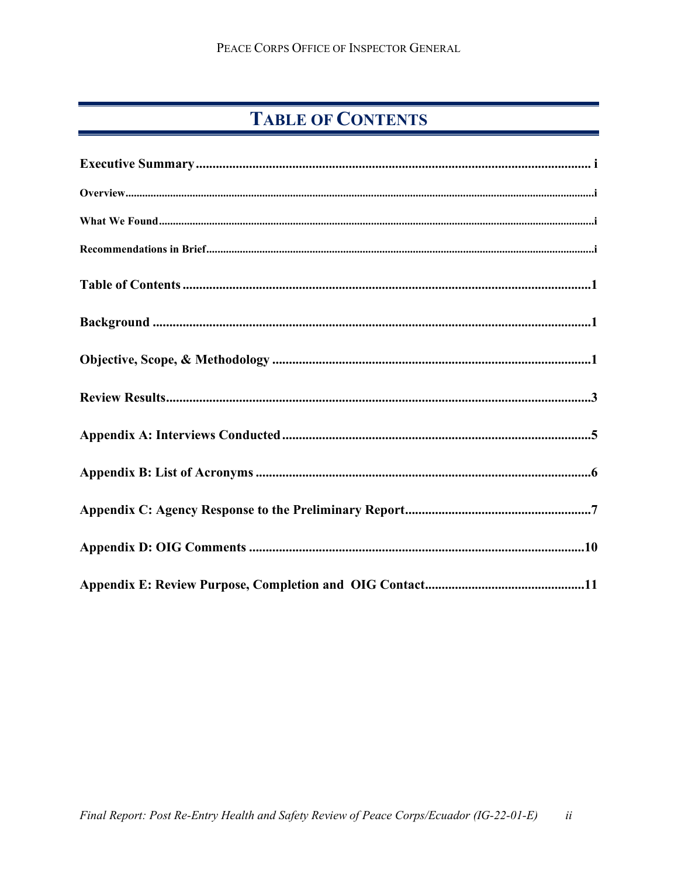# TABLE OF CONTENTS

**Executive Summary** ........................................................................................................ i

**Overview** ........................................................................................................................ i

**What We Found** .............................................................................................................. i

**Recommendations in Brief** ............................................................................................ i

**Table of Contents** ........................................................................................................... 1

**Background** .................................................................................................................... 1

**Objective, Scope, & Methodology** ................................................................................. 1

**Review Results** ............................................................................................................... 3

**Appendix A: Interviews Conducted** ............................................................................. 5

**Appendix B: List of Acronyms** ..................................................................................... 6

**Appendix C: Agency Response to the Preliminary Report** ......................................... 7

**Appendix D: OIG Comments** ...................................................................................... 10

**Appendix E: Review Purpose, Completion and OIG Contact** .................................... 11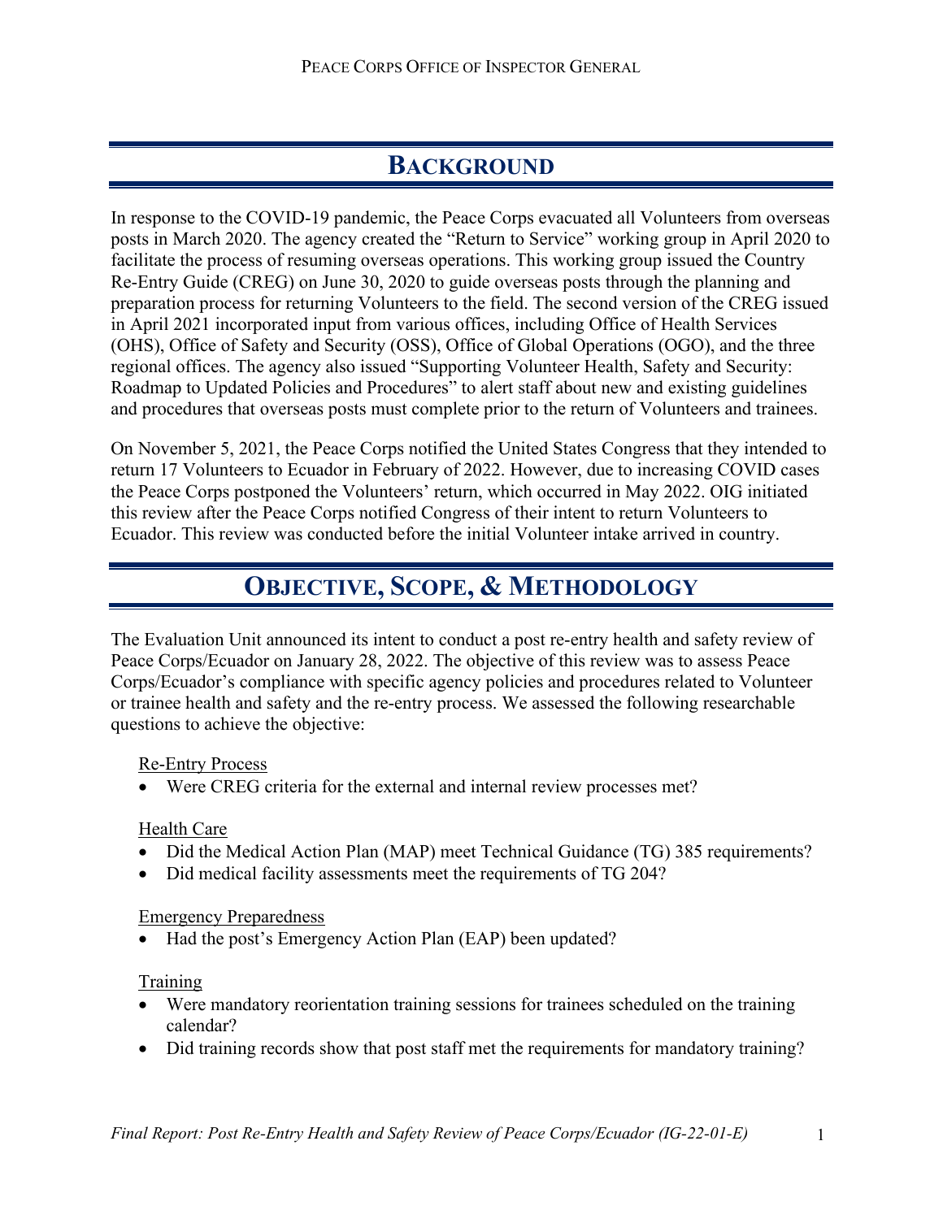## BACKGROUND

In response to the COVID-19 pandemic, the Peace Corps evacuated all Volunteers from overseas posts in March 2020. The agency created the "Return to Service" working group in April 2020 to facilitate the process of resuming overseas operations. This working group issued the Country Re-Entry Guide (CREG) on June 30, 2020 to guide overseas posts through the planning and preparation process for returning Volunteers to the field. The second version of the CREG issued in April 2021 incorporated input from various offices, including Office of Health Services (OHS), Office of Safety and Security (OSS), Office of Global Operations (OGO), and the three regional offices. The agency also issued "Supporting Volunteer Health, Safety and Security: Roadmap to Updated Policies and Procedures" to alert staff about new and existing guidelines and procedures that overseas posts must complete prior to the return of Volunteers and trainees.

On November 5, 2021, the Peace Corps notified the United States Congress that they intended to return 17 Volunteers to Ecuador in February of 2022. However, due to increasing COVID cases the Peace Corps postponed the Volunteers' return, which occurred in May 2022. OIG initiated this review after the Peace Corps notified Congress of their intent to return Volunteers to Ecuador. This review was conducted before the initial Volunteer intake arrived in country.

## OBJECTIVE, SCOPE, & METHODOLOGY

The Evaluation Unit announced its intent to conduct a post re-entry health and safety review of Peace Corps/Ecuador on January 28, 2022. The objective of this review was to assess Peace Corps/Ecuador's compliance with specific agency policies and procedures related to Volunteer or trainee health and safety and the re-entry process. We assessed the following researchable questions to achieve the objective:

Re-Entry Process

- Were CREG criteria for the external and internal review processes met?

Health Care

- Did the Medical Action Plan (MAP) meet Technical Guidance (TG) 385 requirements?
- Did medical facility assessments meet the requirements of TG 204?

Emergency Preparedness

- Had the post's Emergency Action Plan (EAP) been updated?

Training

- Were mandatory reorientation training sessions for trainees scheduled on the training calendar?
- Did training records show that post staff met the requirements for mandatory training?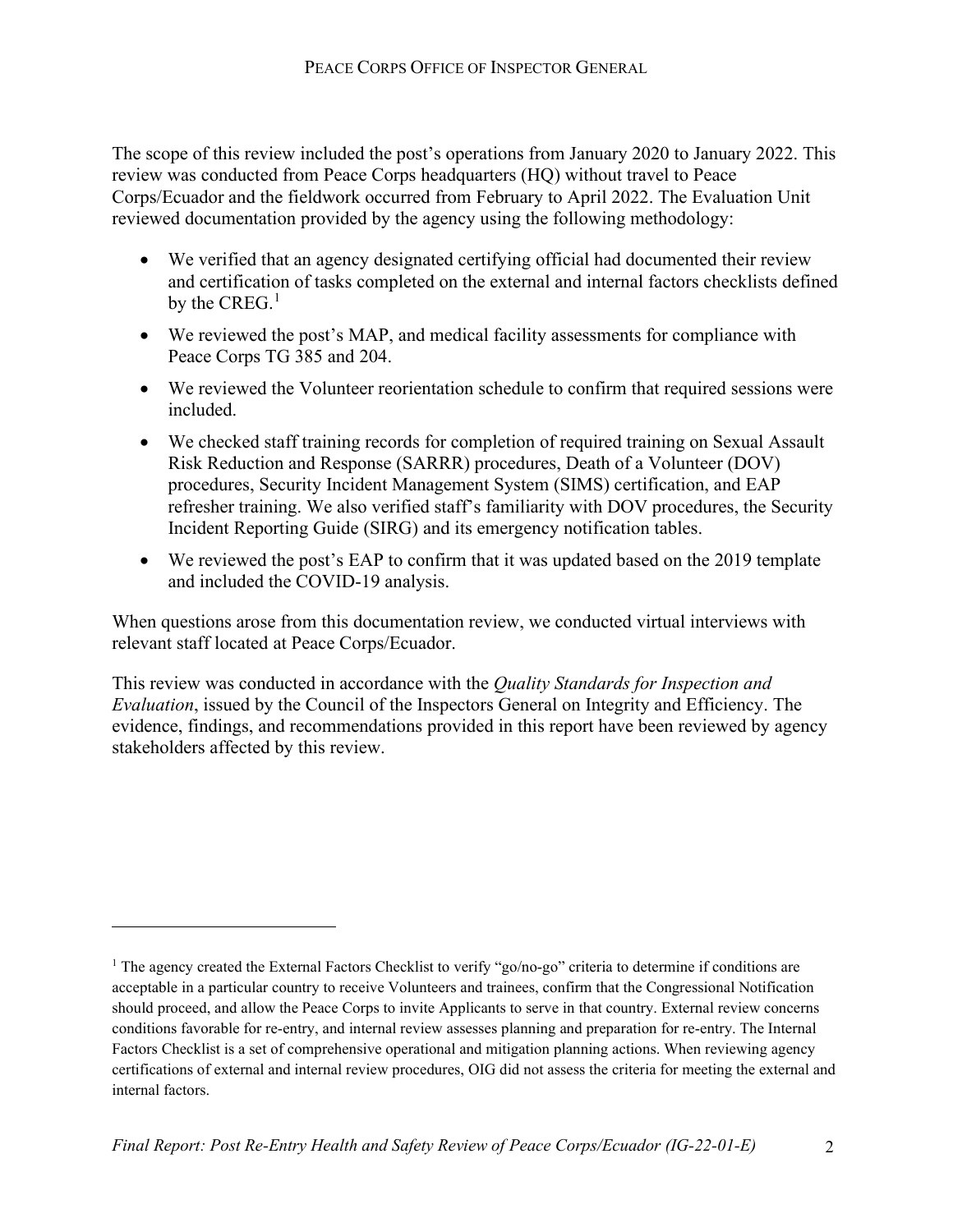The scope of this review included the post's operations from January 2020 to January 2022. This review was conducted from Peace Corps headquarters (HQ) without travel to Peace Corps/Ecuador and the fieldwork occurred from February to April 2022. The Evaluation Unit reviewed documentation provided by the agency using the following methodology:

- We verified that an agency designated certifying official had documented their review and certification of tasks completed on the external and internal factors checklists defined by the CREG.[1]
- We reviewed the post's MAP, and medical facility assessments for compliance with Peace Corps TG 385 and 204.
- We reviewed the Volunteer reorientation schedule to confirm that required sessions were included.
- We checked staff training records for completion of required training on Sexual Assault Risk Reduction and Response (SARRR) procedures, Death of a Volunteer (DOV) procedures, Security Incident Management System (SIMS) certification, and EAP refresher training. We also verified staff's familiarity with DOV procedures, the Security Incident Reporting Guide (SIRG) and its emergency notification tables.
- We reviewed the post's EAP to confirm that it was updated based on the 2019 template and included the COVID-19 analysis.

When questions arose from this documentation review, we conducted virtual interviews with relevant staff located at Peace Corps/Ecuador.

This review was conducted in accordance with the *Quality Standards for Inspection and Evaluation*, issued by the Council of the Inspectors General on Integrity and Efficiency. The evidence, findings, and recommendations provided in this report have been reviewed by agency stakeholders affected by this review.

---

[1] The agency created the External Factors Checklist to verify "go/no-go" criteria to determine if conditions are acceptable in a particular country to receive Volunteers and trainees, confirm that the Congressional Notification should proceed, and allow the Peace Corps to invite Applicants to serve in that country. External review concerns conditions favorable for re-entry, and internal review assesses planning and preparation for re-entry. The Internal Factors Checklist is a set of comprehensive operational and mitigation planning actions. When reviewing agency certifications of external and internal review procedures, OIG did not assess the criteria for meeting the external and internal factors.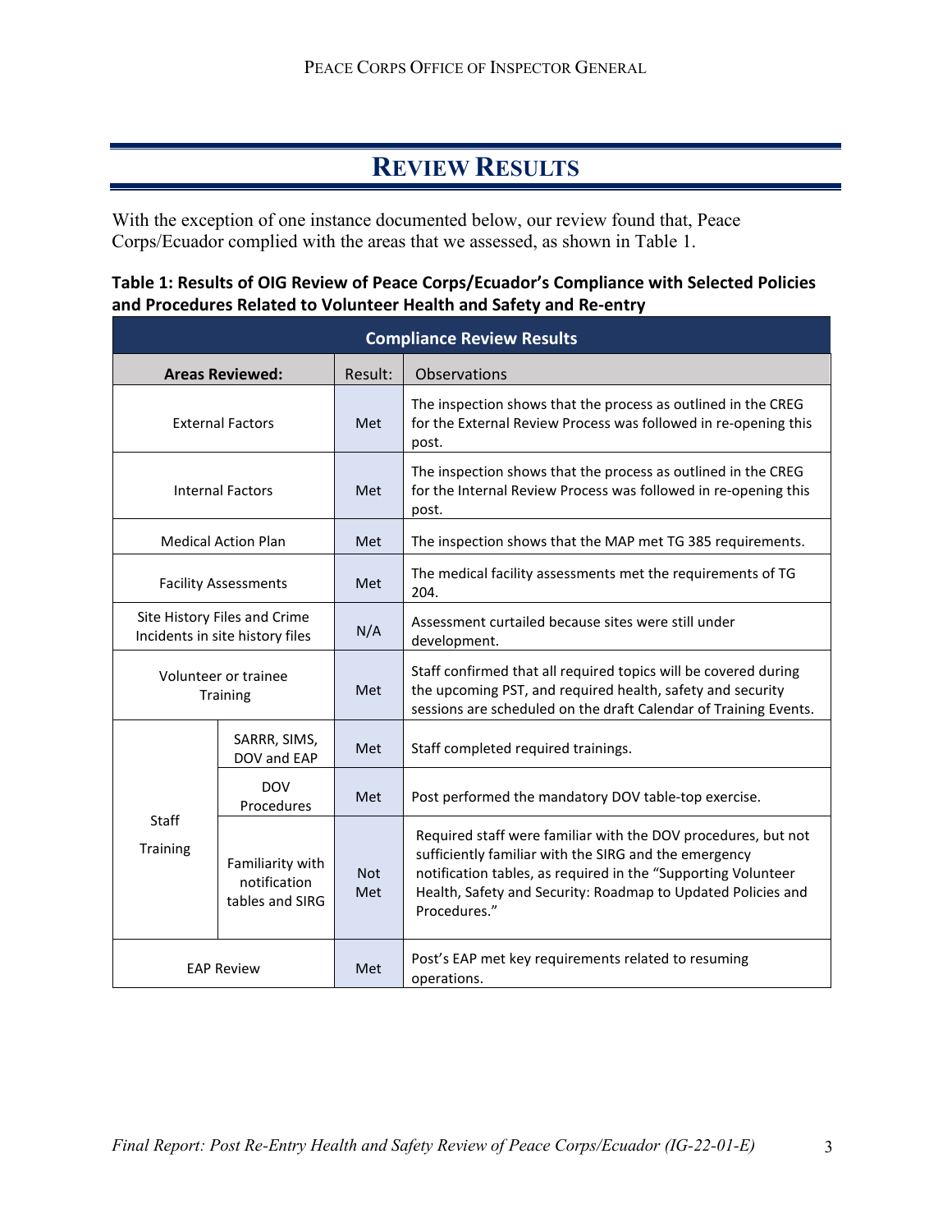# Review Results

With the exception of one instance documented below, our review found that, Peace Corps/Ecuador complied with the areas that we assessed, as shown in Table 1.

**Table 1: Results of OIG Review of Peace Corps/Ecuador's Compliance with Selected Policies and Procedures Related to Volunteer Health and Safety and Re-entry**

| **Compliance Review Results** | | | |
|---|---|---|---|
| **Areas Reviewed:** | | Result: | Observations |
| External Factors | | Met | The inspection shows that the process as outlined in the CREG for the External Review Process was followed in re-opening this post. |
| Internal Factors | | Met | The inspection shows that the process as outlined in the CREG for the Internal Review Process was followed in re-opening this post. |
| Medical Action Plan | | Met | The inspection shows that the MAP met TG 385 requirements. |
| Facility Assessments | | Met | The medical facility assessments met the requirements of TG 204. |
| Site History Files and Crime Incidents in site history files | | N/A | Assessment curtailed because sites were still under development. |
| Volunteer or trainee Training | | Met | Staff confirmed that all required topics will be covered during the upcoming PST, and required health, safety and security sessions are scheduled on the draft Calendar of Training Events. |
| Staff Training | SARRR, SIMS, DOV and EAP | Met | Staff completed required trainings. |
| | DOV Procedures | Met | Post performed the mandatory DOV table-top exercise. |
| | Familiarity with notification tables and SIRG | Not Met | Required staff were familiar with the DOV procedures, but not sufficiently familiar with the SIRG and the emergency notification tables, as required in the "Supporting Volunteer Health, Safety and Security: Roadmap to Updated Policies and Procedures." |
| EAP Review | | Met | Post's EAP met key requirements related to resuming operations. |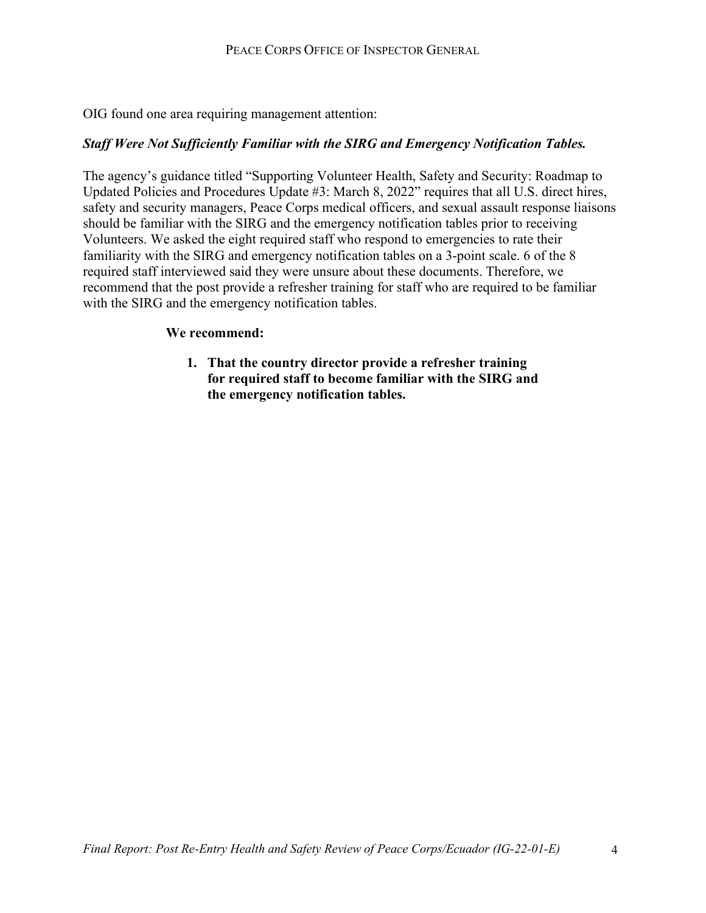OIG found one area requiring management attention:

***Staff Were Not Sufficiently Familiar with the SIRG and Emergency Notification Tables.***

The agency's guidance titled "Supporting Volunteer Health, Safety and Security: Roadmap to Updated Policies and Procedures Update #3: March 8, 2022" requires that all U.S. direct hires, safety and security managers, Peace Corps medical officers, and sexual assault response liaisons should be familiar with the SIRG and the emergency notification tables prior to receiving Volunteers. We asked the eight required staff who respond to emergencies to rate their familiarity with the SIRG and emergency notification tables on a 3-point scale. 6 of the 8 required staff interviewed said they were unsure about these documents. Therefore, we recommend that the post provide a refresher training for staff who are required to be familiar with the SIRG and the emergency notification tables.

**We recommend:**

1. **That the country director provide a refresher training for required staff to become familiar with the SIRG and the emergency notification tables.**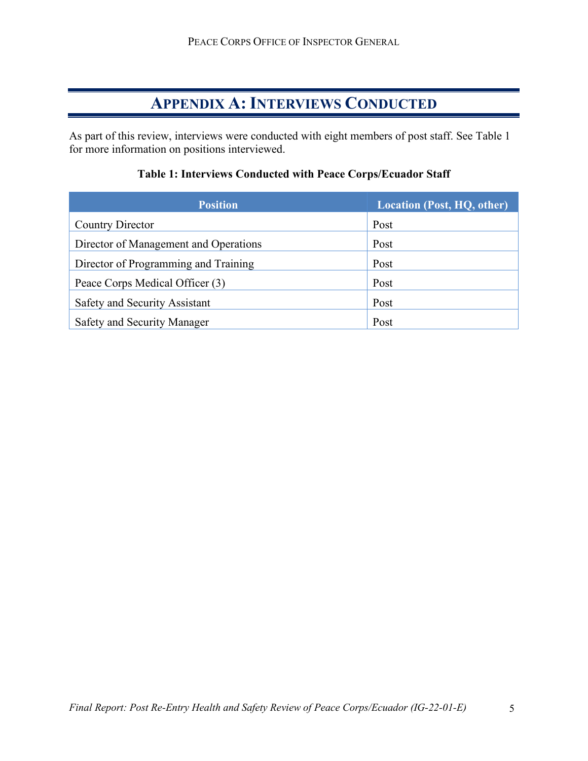# APPENDIX A: INTERVIEWS CONDUCTED

As part of this review, interviews were conducted with eight members of post staff. See Table 1 for more information on positions interviewed.

**Table 1: Interviews Conducted with Peace Corps/Ecuador Staff**

| Position | Location (Post, HQ, other) |
|---|---|
| Country Director | Post |
| Director of Management and Operations | Post |
| Director of Programming and Training | Post |
| Peace Corps Medical Officer (3) | Post |
| Safety and Security Assistant | Post |
| Safety and Security Manager | Post |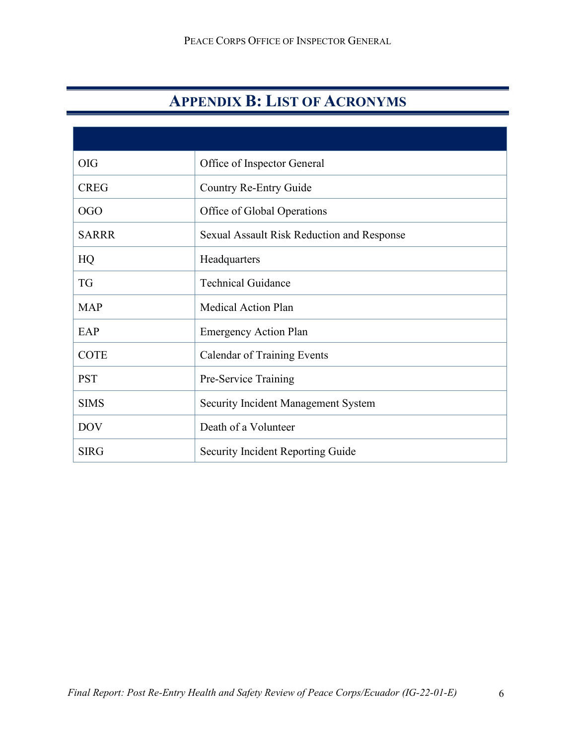# Appendix B: List of Acronyms

| | |
|---|---|
| OIG | Office of Inspector General |
| CREG | Country Re-Entry Guide |
| OGO | Office of Global Operations |
| SARRR | Sexual Assault Risk Reduction and Response |
| HQ | Headquarters |
| TG | Technical Guidance |
| MAP | Medical Action Plan |
| EAP | Emergency Action Plan |
| COTE | Calendar of Training Events |
| PST | Pre-Service Training |
| SIMS | Security Incident Management System |
| DOV | Death of a Volunteer |
| SIRG | Security Incident Reporting Guide |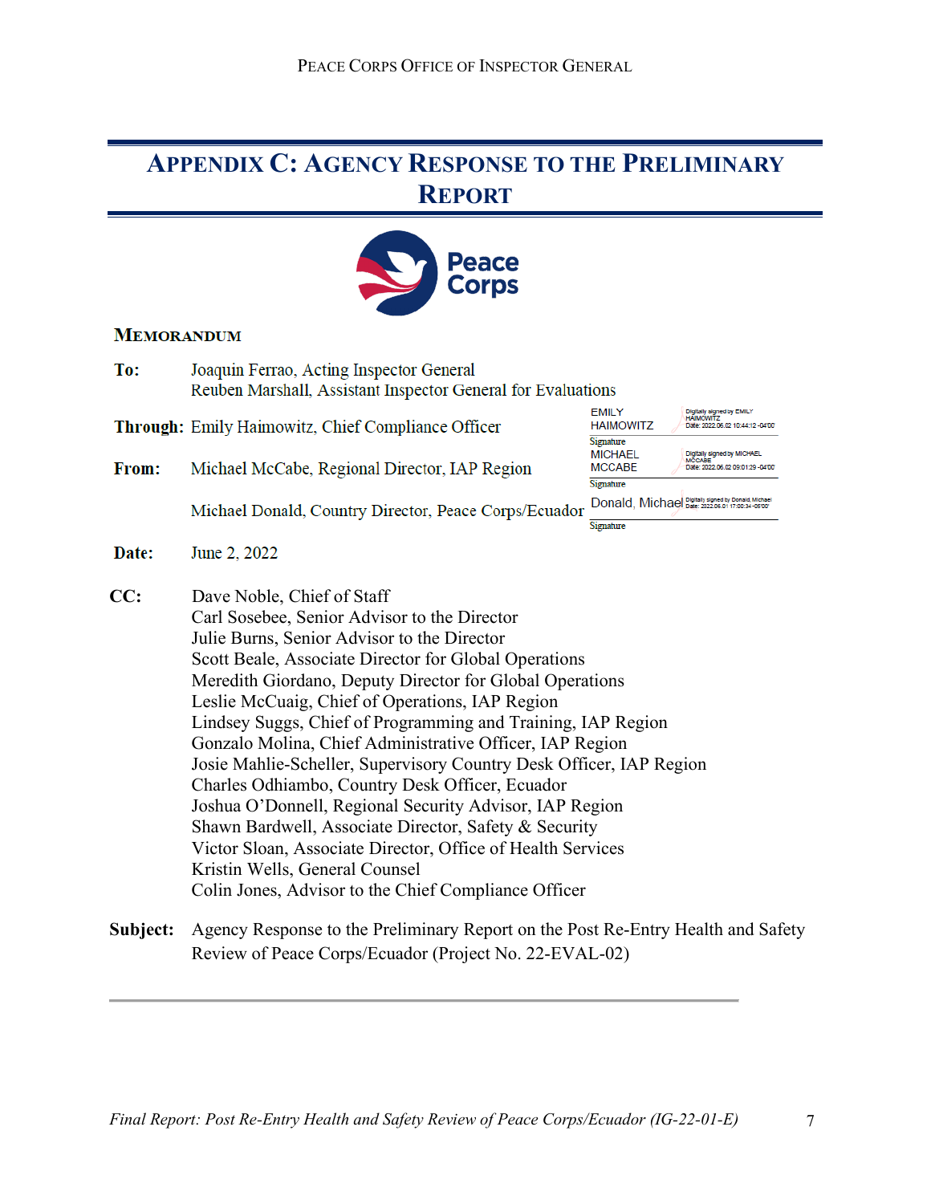# Appendix C: Agency Response to the Preliminary Report

## Memorandum

**To:** Joaquin Ferrao, Acting Inspector General
Reuben Marshall, Assistant Inspector General for Evaluations

**Through:** Emily Haimowitz, Chief Compliance Officer

EMILY HAIMOWITZ — Digitally signed by EMILY HAIMOWITZ Date: 2022.06.02 10:44:12 -04'00'
Signature

**From:** Michael McCabe, Regional Director, IAP Region

MICHAEL MCCABE — Digitally signed by MICHAEL MCCABE Date: 2022.06.02 09:01:29 -04'00'
Signature

Michael Donald, Country Director, Peace Corps/Ecuador

Donald, Michael — Digitally signed by Donald, Michael Date: 2022.06.01 17:00:34 -05'00'
Signature

**Date:** June 2, 2022

**CC:** Dave Noble, Chief of Staff
Carl Sosebee, Senior Advisor to the Director
Julie Burns, Senior Advisor to the Director
Scott Beale, Associate Director for Global Operations
Meredith Giordano, Deputy Director for Global Operations
Leslie McCuaig, Chief of Operations, IAP Region
Lindsey Suggs, Chief of Programming and Training, IAP Region
Gonzalo Molina, Chief Administrative Officer, IAP Region
Josie Mahlie-Scheller, Supervisory Country Desk Officer, IAP Region
Charles Odhiambo, Country Desk Officer, Ecuador
Joshua O'Donnell, Regional Security Advisor, IAP Region
Shawn Bardwell, Associate Director, Safety & Security
Victor Sloan, Associate Director, Office of Health Services
Kristin Wells, General Counsel
Colin Jones, Advisor to the Chief Compliance Officer

**Subject:** Agency Response to the Preliminary Report on the Post Re-Entry Health and Safety Review of Peace Corps/Ecuador (Project No. 22-EVAL-02)

---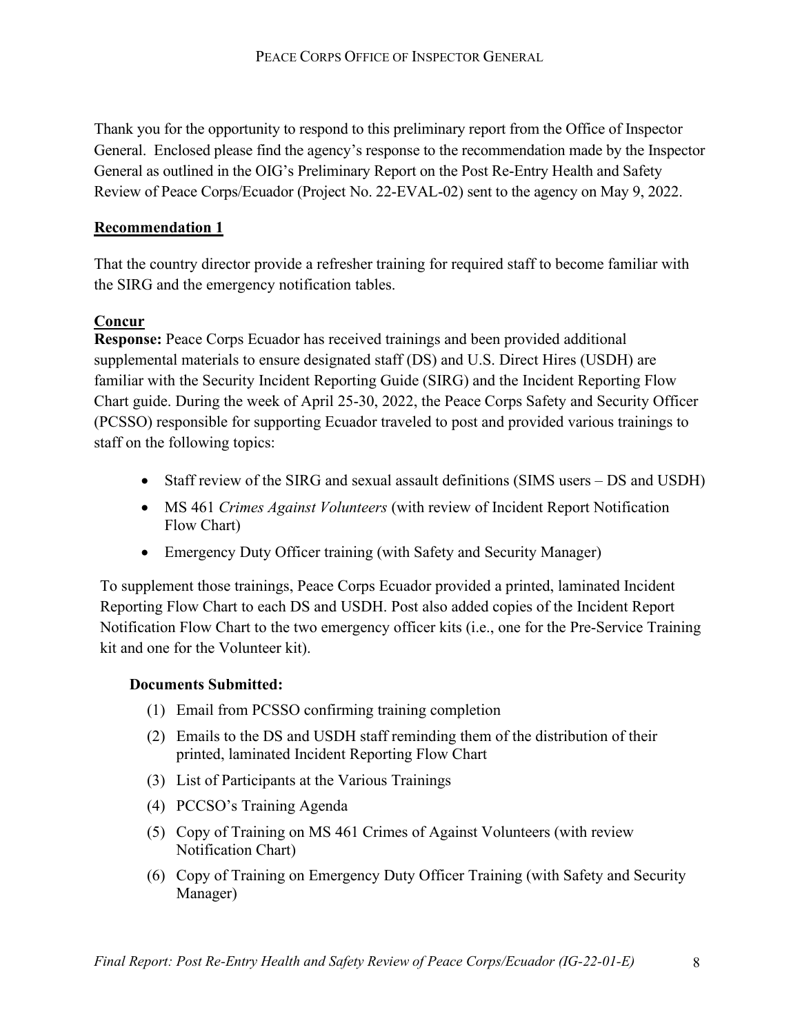Thank you for the opportunity to respond to this preliminary report from the Office of Inspector General. Enclosed please find the agency's response to the recommendation made by the Inspector General as outlined in the OIG's Preliminary Report on the Post Re-Entry Health and Safety Review of Peace Corps/Ecuador (Project No. 22-EVAL-02) sent to the agency on May 9, 2022.

## Recommendation 1

That the country director provide a refresher training for required staff to become familiar with the SIRG and the emergency notification tables.

**Concur**

**Response:** Peace Corps Ecuador has received trainings and been provided additional supplemental materials to ensure designated staff (DS) and U.S. Direct Hires (USDH) are familiar with the Security Incident Reporting Guide (SIRG) and the Incident Reporting Flow Chart guide. During the week of April 25-30, 2022, the Peace Corps Safety and Security Officer (PCSSO) responsible for supporting Ecuador traveled to post and provided various trainings to staff on the following topics:

- Staff review of the SIRG and sexual assault definitions (SIMS users – DS and USDH)
- MS 461 *Crimes Against Volunteers* (with review of Incident Report Notification Flow Chart)
- Emergency Duty Officer training (with Safety and Security Manager)

To supplement those trainings, Peace Corps Ecuador provided a printed, laminated Incident Reporting Flow Chart to each DS and USDH. Post also added copies of the Incident Report Notification Flow Chart to the two emergency officer kits (i.e., one for the Pre-Service Training kit and one for the Volunteer kit).

**Documents Submitted:**

1. Email from PCSSO confirming training completion
2. Emails to the DS and USDH staff reminding them of the distribution of their printed, laminated Incident Reporting Flow Chart
3. List of Participants at the Various Trainings
4. PCCSO's Training Agenda
5. Copy of Training on MS 461 Crimes of Against Volunteers (with review Notification Chart)
6. Copy of Training on Emergency Duty Officer Training (with Safety and Security Manager)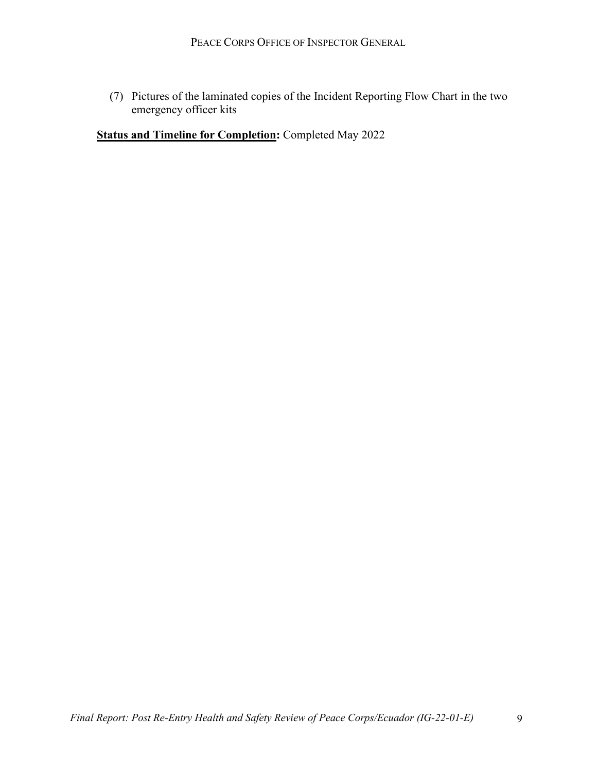(7) Pictures of the laminated copies of the Incident Reporting Flow Chart in the two emergency officer kits

**Status and Timeline for Completion:** Completed May 2022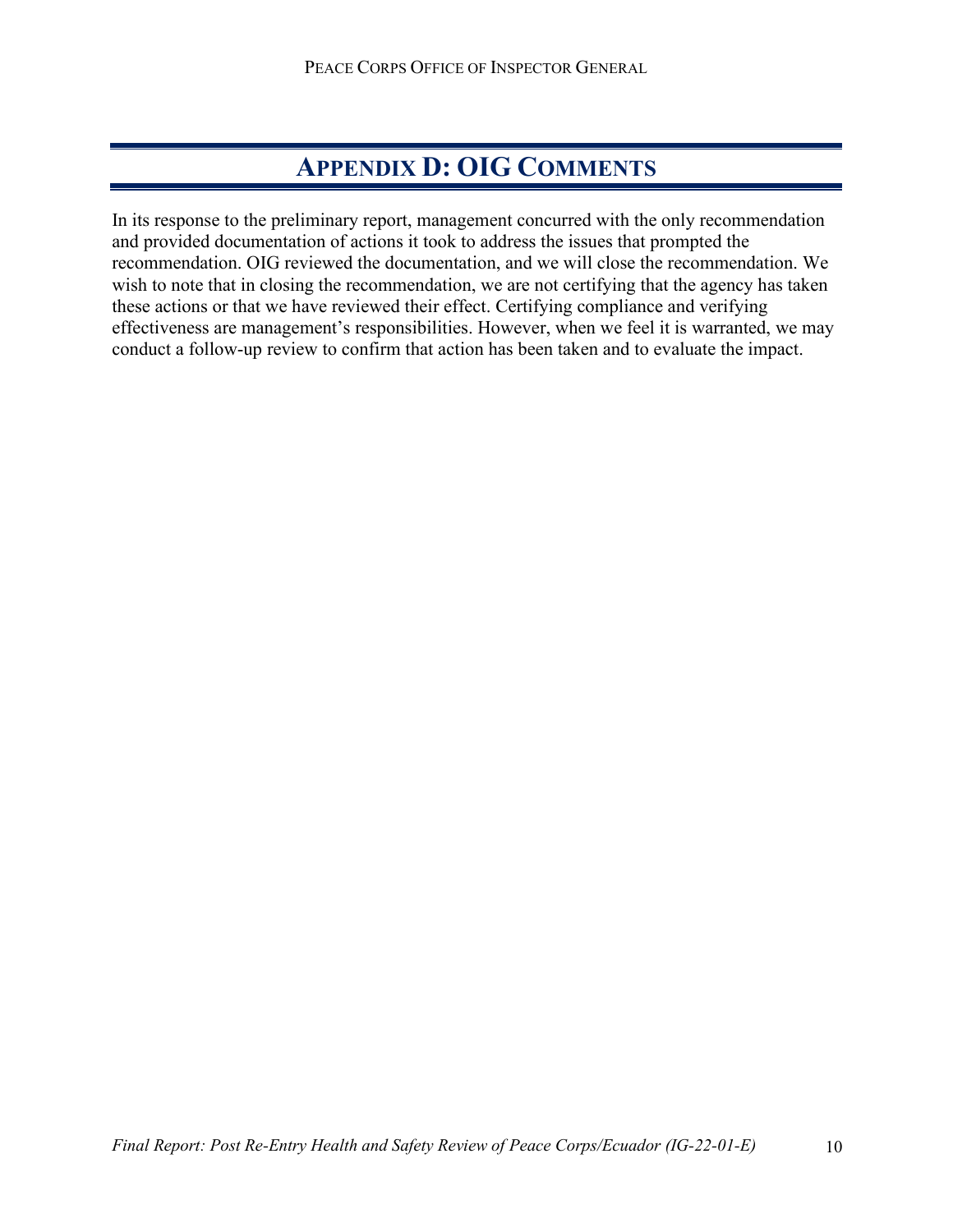# APPENDIX D: OIG COMMENTS

In its response to the preliminary report, management concurred with the only recommendation and provided documentation of actions it took to address the issues that prompted the recommendation. OIG reviewed the documentation, and we will close the recommendation. We wish to note that in closing the recommendation, we are not certifying that the agency has taken these actions or that we have reviewed their effect. Certifying compliance and verifying effectiveness are management's responsibilities. However, when we feel it is warranted, we may conduct a follow-up review to confirm that action has been taken and to evaluate the impact.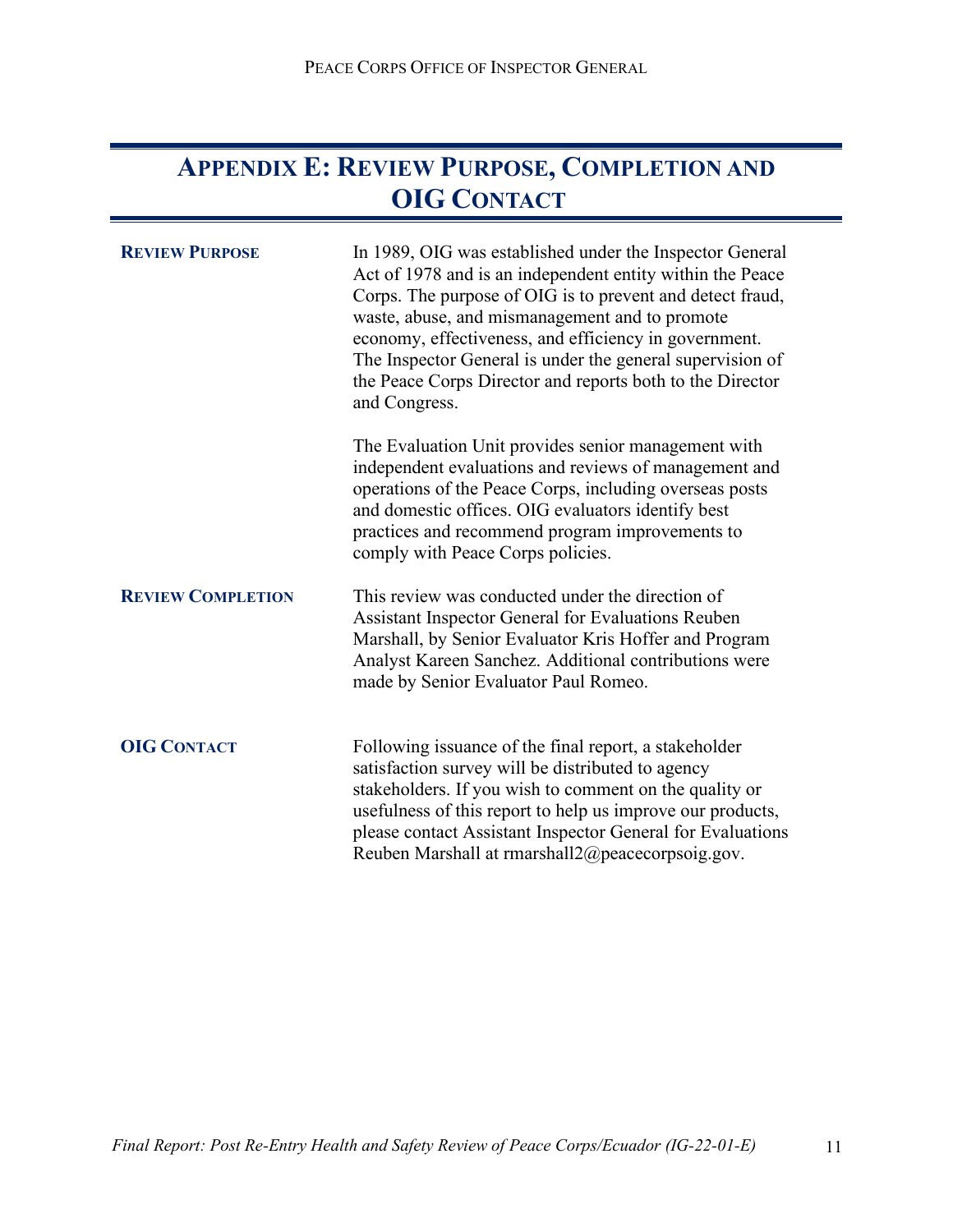# Appendix E: Review Purpose, Completion and OIG Contact

**REVIEW PURPOSE**

In 1989, OIG was established under the Inspector General Act of 1978 and is an independent entity within the Peace Corps. The purpose of OIG is to prevent and detect fraud, waste, abuse, and mismanagement and to promote economy, effectiveness, and efficiency in government. The Inspector General is under the general supervision of the Peace Corps Director and reports both to the Director and Congress.

The Evaluation Unit provides senior management with independent evaluations and reviews of management and operations of the Peace Corps, including overseas posts and domestic offices. OIG evaluators identify best practices and recommend program improvements to comply with Peace Corps policies.

**REVIEW COMPLETION**

This review was conducted under the direction of Assistant Inspector General for Evaluations Reuben Marshall, by Senior Evaluator Kris Hoffer and Program Analyst Kareen Sanchez. Additional contributions were made by Senior Evaluator Paul Romeo.

**OIG CONTACT**

Following issuance of the final report, a stakeholder satisfaction survey will be distributed to agency stakeholders. If you wish to comment on the quality or usefulness of this report to help us improve our products, please contact Assistant Inspector General for Evaluations Reuben Marshall at rmarshall2@peacecorpsoig.gov.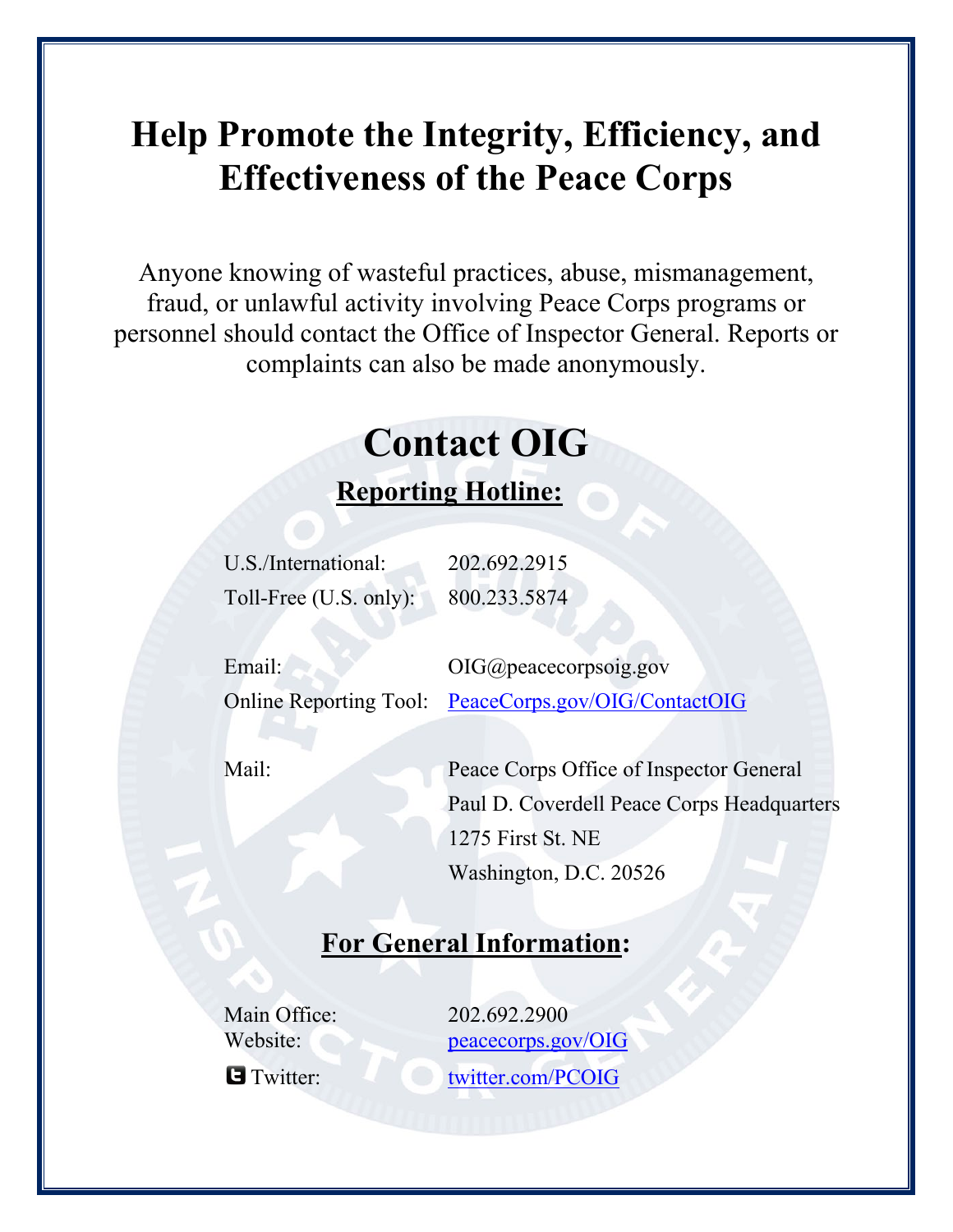# Help Promote the Integrity, Efficiency, and Effectiveness of the Peace Corps

Anyone knowing of wasteful practices, abuse, mismanagement, fraud, or unlawful activity involving Peace Corps programs or personnel should contact the Office of Inspector General. Reports or complaints can also be made anonymously.

# Contact OIG

## Reporting Hotline:

U.S./International: 202.692.2915
Toll-Free (U.S. only): 800.233.5874

Email: OIG@peacecorpsoig.gov
Online Reporting Tool: PeaceCorps.gov/OIG/ContactOIG

Mail: Peace Corps Office of Inspector General
Paul D. Coverdell Peace Corps Headquarters
1275 First St. NE
Washington, D.C. 20526

## For General Information:

Main Office: 202.692.2900
Website: peacecorps.gov/OIG
Twitter: twitter.com/PCOIG